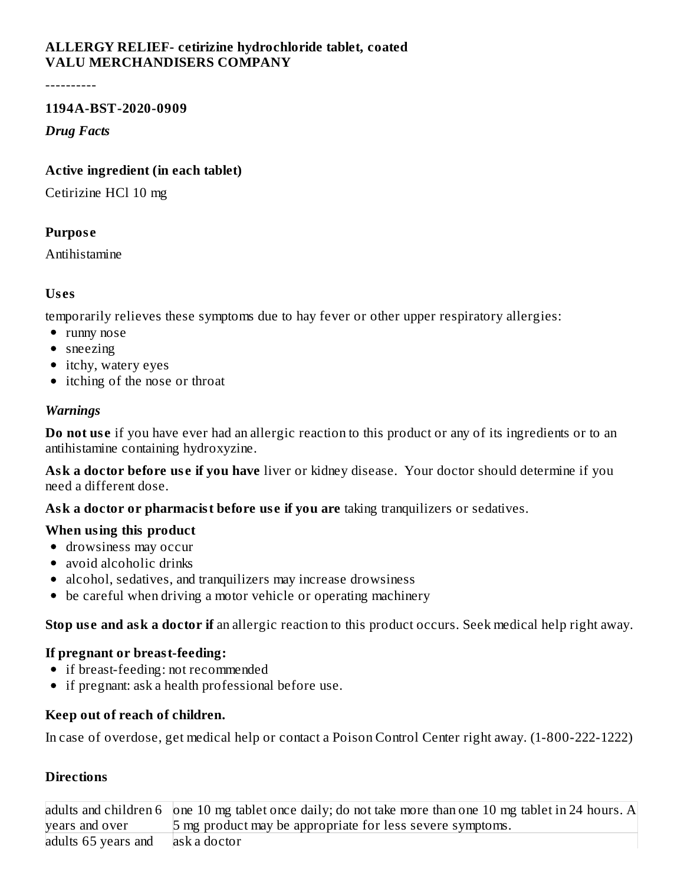**ALLERGY RELIEF- cetirizine hydrochloride tablet, coated**
**VALU MERCHANDISERS COMPANY**

----------

**1194A-BST-2020-0909**

***Drug Facts***

**Active ingredient (in each tablet)**

Cetirizine HCl 10 mg

**Purpose**

Antihistamine

**Uses**

temporarily relieves these symptoms due to hay fever or other upper respiratory allergies:

- runny nose
- sneezing
- itchy, watery eyes
- itching of the nose or throat

***Warnings***

**Do not use** if you have ever had an allergic reaction to this product or any of its ingredients or to an antihistamine containing hydroxyzine.

**Ask a doctor before use if you have** liver or kidney disease. Your doctor should determine if you need a different dose.

**Ask a doctor or pharmacist before use if you are** taking tranquilizers or sedatives.

**When using this product**

- drowsiness may occur
- avoid alcoholic drinks
- alcohol, sedatives, and tranquilizers may increase drowsiness
- be careful when driving a motor vehicle or operating machinery

**Stop use and ask a doctor if** an allergic reaction to this product occurs. Seek medical help right away.

**If pregnant or breast-feeding:**

- if breast-feeding: not recommended
- if pregnant: ask a health professional before use.

**Keep out of reach of children.**

In case of overdose, get medical help or contact a Poison Control Center right away. (1-800-222-1222)

**Directions**

| | |
|---|---|
| adults and children 6 years and over | one 10 mg tablet once daily; do not take more than one 10 mg tablet in 24 hours. A 5 mg product may be appropriate for less severe symptoms. |
| adults 65 years and | ask a doctor |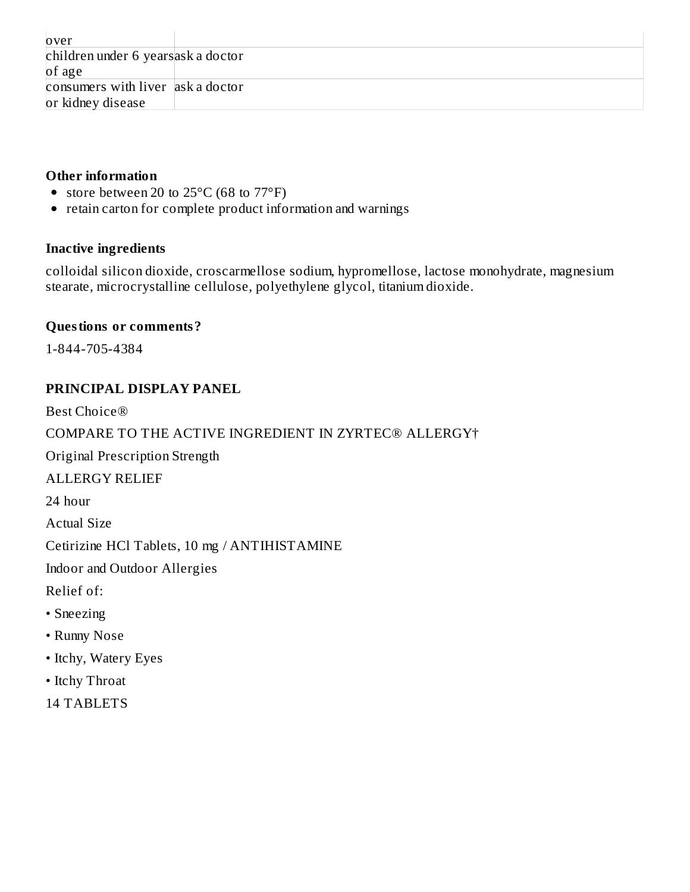| over | |
| --- | --- |
| children under 6 years of age | ask a doctor |
| consumers with liver or kidney disease | ask a doctor |

**Other information**

- store between 20 to 25°C (68 to 77°F)
- retain carton for complete product information and warnings

**Inactive ingredients**

colloidal silicon dioxide, croscarmellose sodium, hypromellose, lactose monohydrate, magnesium stearate, microcrystalline cellulose, polyethylene glycol, titanium dioxide.

**Questions or comments?**

1-844-705-4384

**PRINCIPAL DISPLAY PANEL**

Best Choice®

COMPARE TO THE ACTIVE INGREDIENT IN ZYRTEC® ALLERGY†

Original Prescription Strength

ALLERGY RELIEF

24 hour

Actual Size

Cetirizine HCl Tablets, 10 mg / ANTIHISTAMINE

Indoor and Outdoor Allergies

Relief of:

• Sneezing

• Runny Nose

• Itchy, Watery Eyes

• Itchy Throat

14 TABLETS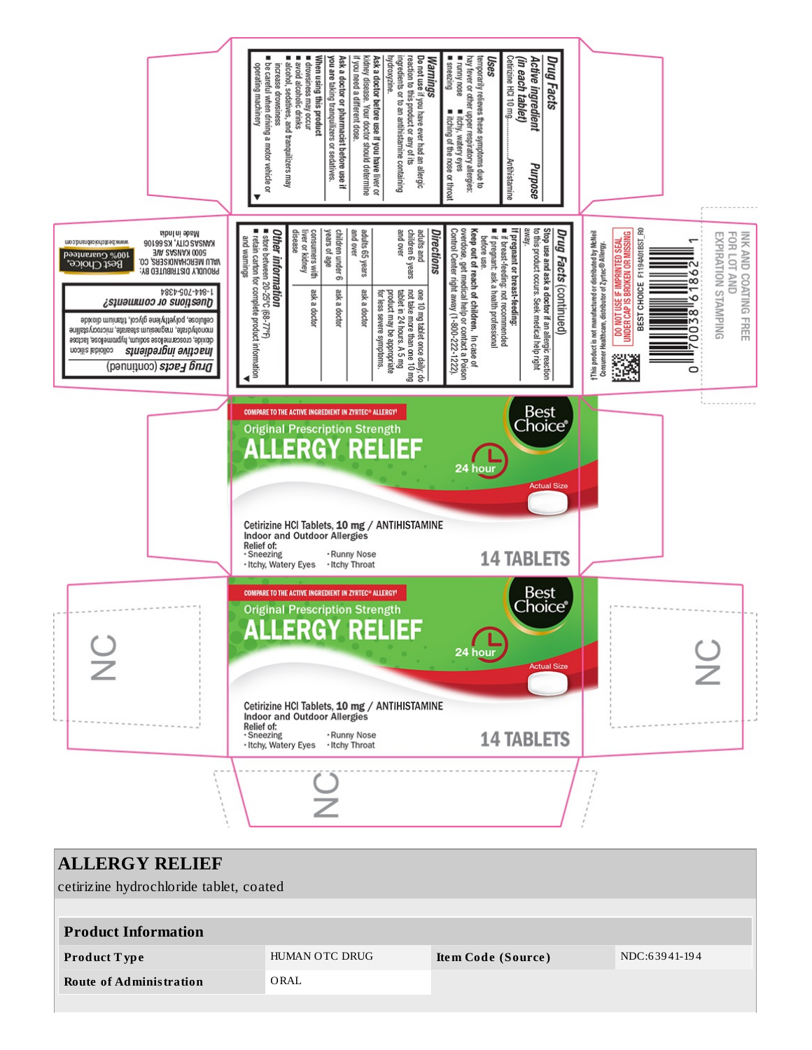## Drug Facts

**Active ingredient (in each tablet)** | **Purpose**

Cetirizine HCl 10 mg..........Antihistamine

**Uses**

temporarily relieves these symptoms due to hay fever or other upper respiratory allergies:
- runny nose
- itchy, watery eyes
- sneezing
- itching of the nose or throat

**Warnings**

**Do not use** if you have ever had an allergic reaction to this product or any of its ingredients or to an antihistamine containing hydroxyzine.

**Ask a doctor before use if you have** liver or kidney disease. Your doctor should determine if you need a different dose.

**Ask a doctor or pharmacist before use if you are** taking tranquilizers or sedatives.

**When using this product**
- drowsiness may occur
- avoid alcoholic drinks
- alcohol, sedatives, and tranquilizers may increase drowsiness
- be careful when driving a motor vehicle or operating machinery

## Drug Facts (continued)

**Stop use and ask a doctor** if an allergic reaction to this product occurs. Seek medical help right away.

**If pregnant or breast-feeding:**
- if breast-feeding: not recommended
- if pregnant: ask a health professional before use.

**Keep out of reach of children.** In case of overdose, get medical help or contact a Poison Control Center right away (1-800-222-1222).

**Directions**

| | |
|---|---|
| adults and children 6 years and over | one 10 mg tablet once daily; do not take more than one 10 mg tablet in 24 hours. A 5 mg product may be appropriate for less severe symptoms. |
| adults 65 years and over | ask a doctor |
| children under 6 years of age | ask a doctor |
| consumers with liver or kidney disease | ask a doctor |

**Other information**
- store between 20-25°C (68-77°F)
- retain carton for complete product information and warnings

## Drug Facts (continued)

**Inactive ingredients** colloidal silicon dioxide, croscarmellose sodium, hypromellose, lactose monohydrate, magnesium stearate, microcrystalline cellulose, polyethylene glycol, titanium dioxide

**Questions or comments?**
1-844-705-1384

PROUDLY DISTRIBUTED BY:
VALU MERCHANDISERS, CO.
5000 KANSAS AVE
KANSAS CITY, KS 66106
Made in India

Best Choice® 100% Guaranteed
www.bestchoicebrand.com

†This product is not manufactured or distributed by McNeil Consumer Healthcare, distributor of Zyrtec® Allergy.

DO NOT USE IF IMPRINTED SEAL UNDER CAP IS BROKEN OR MISSING

BEST CHOICE F11940BST_R0

0 70038 61862 1

INK AND COATING FREE FOR LOT AND EXPIRATION STAMPING

COMPARE TO THE ACTIVE INGREDIENT IN ZYRTEC® ALLERGY†

Best Choice®

Original Prescription Strength

**ALLERGY RELIEF**

24 hour

Actual Size

Cetirizine HCl Tablets, **10 mg** / ANTIHISTAMINE
Indoor and Outdoor Allergies
Relief of:
- Sneezing
- Runny Nose
- Itchy, Watery Eyes
- Itchy Throat

**14 TABLETS**

COMPARE TO THE ACTIVE INGREDIENT IN ZYRTEC® ALLERGY†

Best Choice®

Original Prescription Strength

**ALLERGY RELIEF**

24 hour

Actual Size

Cetirizine HCl Tablets, **10 mg** / ANTIHISTAMINE
Indoor and Outdoor Allergies
Relief of:
- Sneezing
- Runny Nose
- Itchy, Watery Eyes
- Itchy Throat

**14 TABLETS**

NC

NC

NC

# ALLERGY RELIEF

cetirizine hydrochloride tablet, coated

| Product Information | | | |
|---|---|---|---|
| **Product Type** | HUMAN OTC DRUG | **Item Code (Source)** | NDC:63941-194 |
| **Route of Administration** | ORAL | | |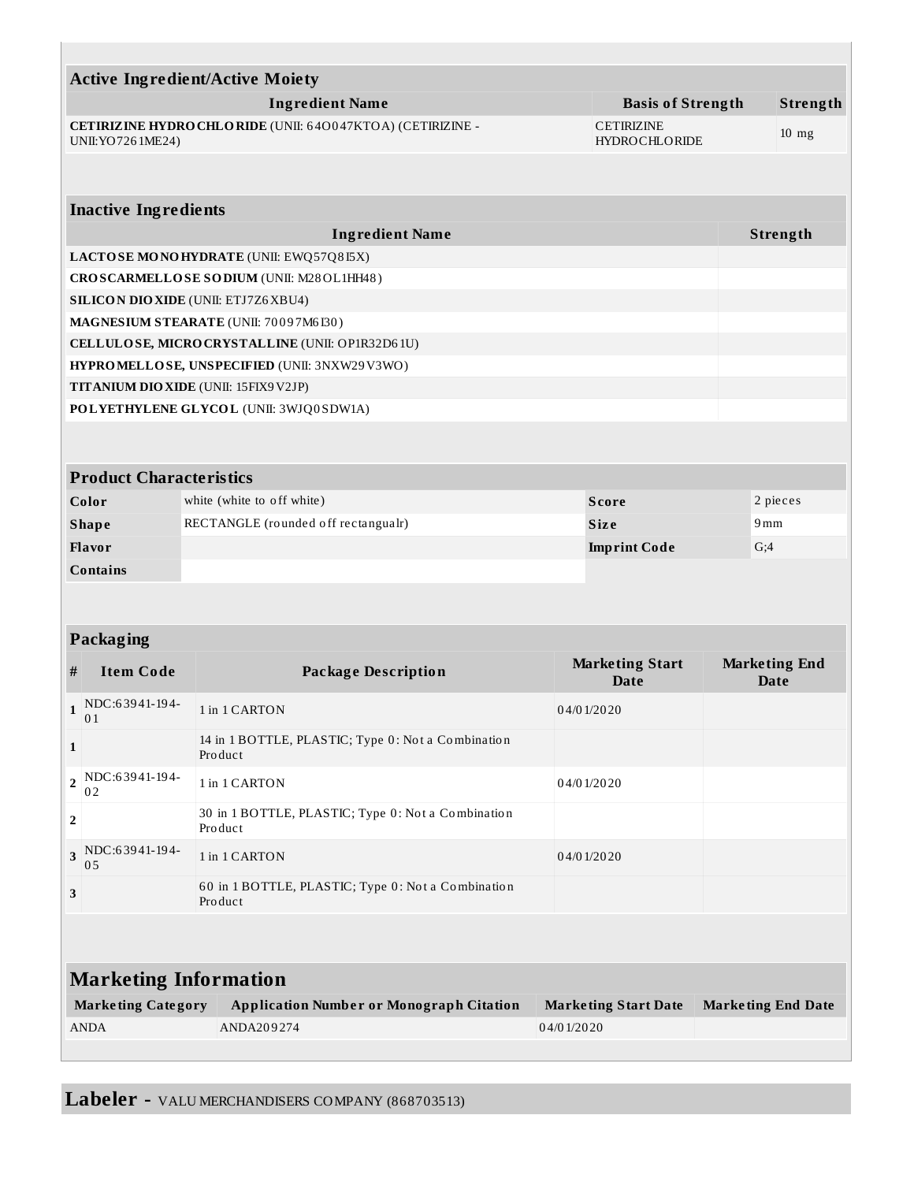| Active Ingredient/Active Moiety | | |
|---|---|---|
| **Ingredient Name** | **Basis of Strength** | **Strength** |
| **CETIRIZINE HYDROCHLORIDE** (UNII: 64O047KTOA) (CETIRIZINE - UNII:YO7261ME24) | CETIRIZINE HYDROCHLORIDE | 10 mg |

| Inactive Ingredients | |
|---|---|
| **Ingredient Name** | **Strength** |
| **LACTOSE MONOHYDRATE** (UNII: EWQ57Q8I5X) | |
| **CROSCARMELLOSE SODIUM** (UNII: M28OL1HH48) | |
| **SILICON DIOXIDE** (UNII: ETJ7Z6XBU4) | |
| **MAGNESIUM STEARATE** (UNII: 70097M6I30) | |
| **CELLULOSE, MICROCRYSTALLINE** (UNII: OP1R32D61U) | |
| **HYPROMELLOSE, UNSPECIFIED** (UNII: 3NXW29V3WO) | |
| **TITANIUM DIOXIDE** (UNII: 15FIX9V2JP) | |
| **POLYETHYLENE GLYCOL** (UNII: 3WJQ0SDW1A) | |

| Product Characteristics | | | |
|---|---|---|---|
| **Color** | white (white to off white) | **Score** | 2 pieces |
| **Shape** | RECTANGLE (rounded off rectangualr) | **Size** | 9mm |
| **Flavor** | | **Imprint Code** | G;4 |
| **Contains** | | | |

| Packaging | | | | |
|---|---|---|---|---|
| **#** | **Item Code** | **Package Description** | **Marketing Start Date** | **Marketing End Date** |
| **1** | NDC:63941-194-01 | 1 in 1 CARTON | 04/01/2020 | |
| **1** | | 14 in 1 BOTTLE, PLASTIC; Type 0: Not a Combination Product | | |
| **2** | NDC:63941-194-02 | 1 in 1 CARTON | 04/01/2020 | |
| **2** | | 30 in 1 BOTTLE, PLASTIC; Type 0: Not a Combination Product | | |
| **3** | NDC:63941-194-05 | 1 in 1 CARTON | 04/01/2020 | |
| **3** | | 60 in 1 BOTTLE, PLASTIC; Type 0: Not a Combination Product | | |

| Marketing Information | | | |
|---|---|---|---|
| **Marketing Category** | **Application Number or Monograph Citation** | **Marketing Start Date** | **Marketing End Date** |
| ANDA | ANDA209274 | 04/01/2020 | |

## Labeler - VALU MERCHANDISERS COMPANY (868703513)